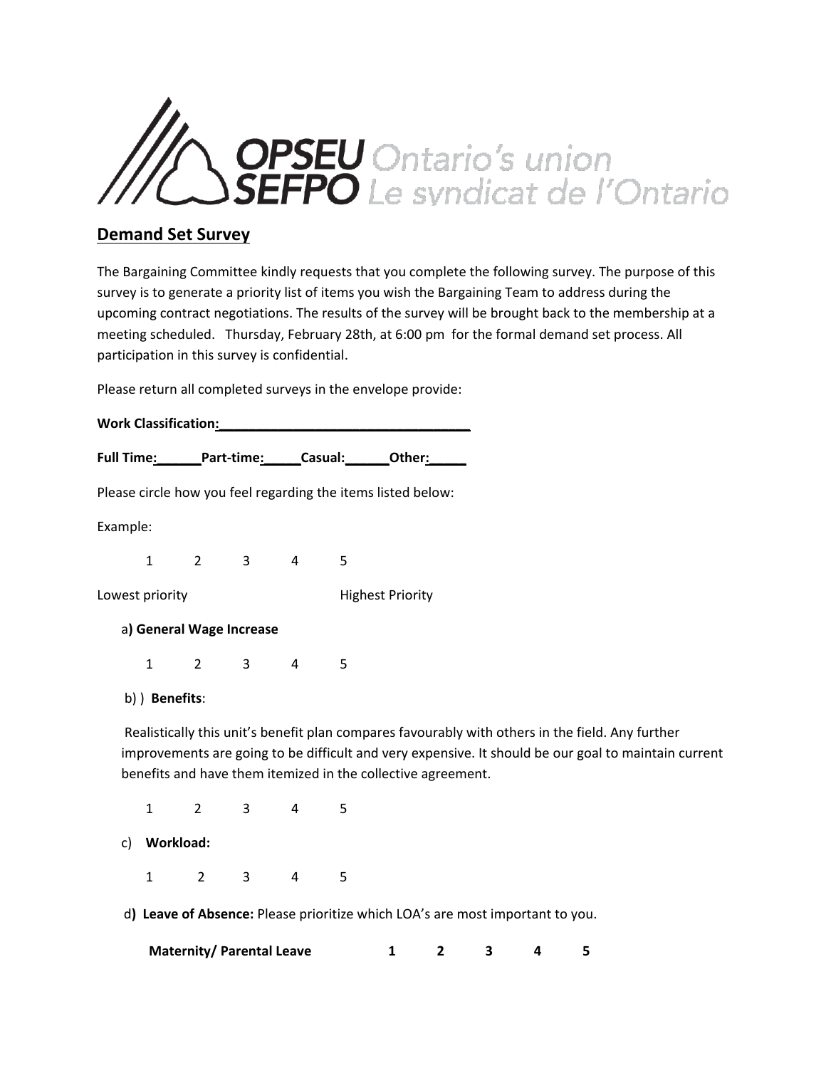OPSEU SEFPO Ontario's union Le syndicat de l'Ontario

## Demand Set Survey

The Bargaining Committee kindly requests that you complete the following survey. The purpose of this survey is to generate a priority list of items you wish the Bargaining Team to address during the upcoming contract negotiations. The results of the survey will be brought back to the membership at a meeting scheduled. Thursday, February 28th, at 6:00 pm for the formal demand set process. All participation in this survey is confidential.

Please return all completed surveys in the envelope provide:

**Work Classification:**___________________________________

**Full Time:**______**Part-time:**_____**Casual:**______**Other:**_____

Please circle how you feel regarding the items listed below:

Example:

1 2 3 4 5

Lowest priority Highest Priority

a**) General Wage Increase**

1 2 3 4 5

b) ) **Benefits**:

Realistically this unit's benefit plan compares favourably with others in the field. Any further improvements are going to be difficult and very expensive. It should be our goal to maintain current benefits and have them itemized in the collective agreement.

1 2 3 4 5

c) **Workload:**

1 2 3 4 5

d**) Leave of Absence:** Please prioritize which LOA's are most important to you.

**Maternity/ Parental Leave** **1 2 3 4 5**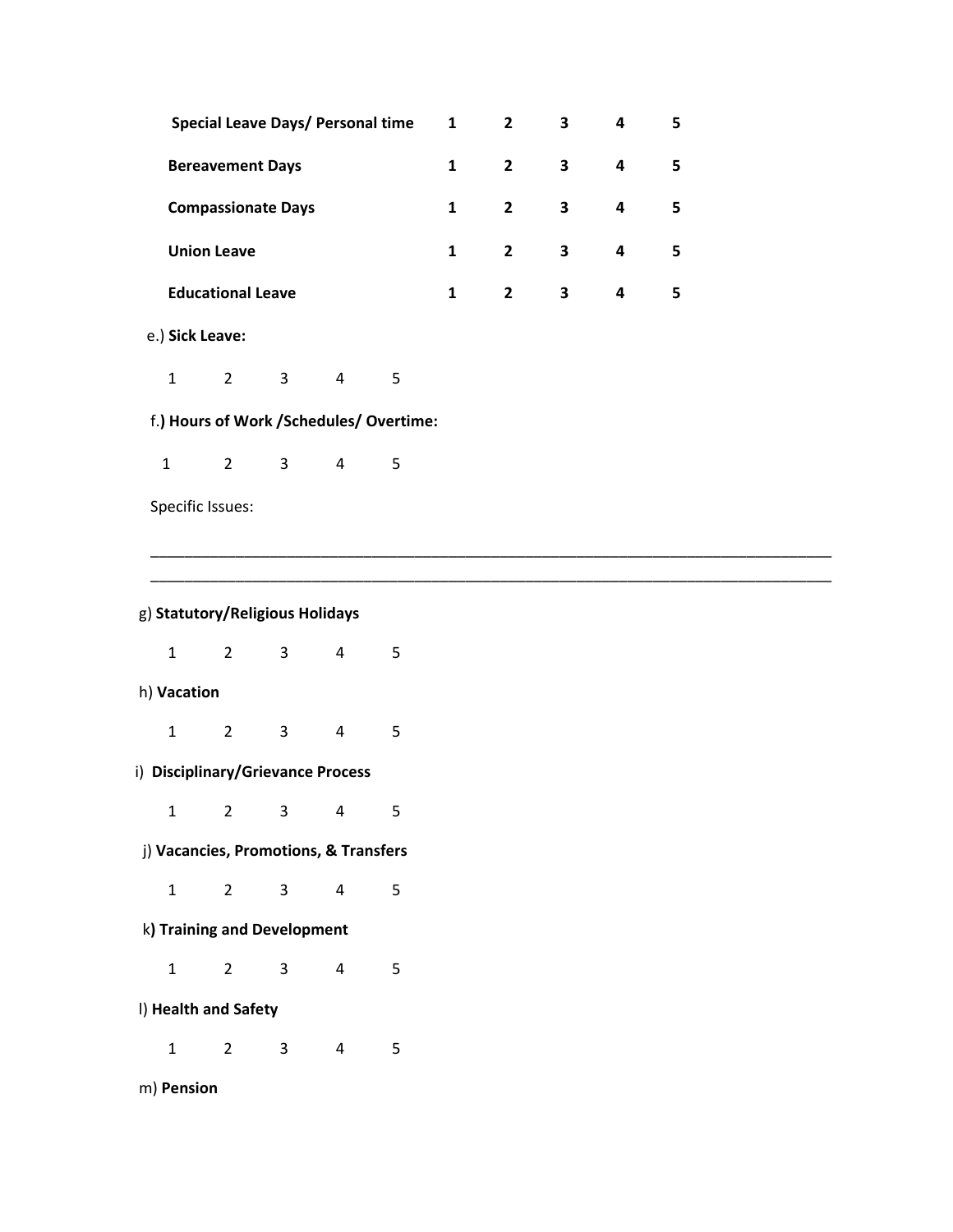| | | | | | |
|---|---|---|---|---|---|
| **Special Leave Days/ Personal time** | **1** | **2** | **3** | **4** | **5** |
| **Bereavement Days** | **1** | **2** | **3** | **4** | **5** |
| **Compassionate Days** | **1** | **2** | **3** | **4** | **5** |
| **Union Leave** | **1** | **2** | **3** | **4** | **5** |
| **Educational Leave** | **1** | **2** | **3** | **4** | **5** |

e.) **Sick Leave:**

1 2 3 4 5

f.**) Hours of Work /Schedules/ Overtime:**

1 2 3 4 5

Specific Issues:

______________________________________________________________________________
______________________________________________________________________________

g) **Statutory/Religious Holidays**

1 2 3 4 5

h) **Vacation**

1 2 3 4 5

i) **Disciplinary/Grievance Process**

1 2 3 4 5

j) **Vacancies, Promotions, & Transfers**

1 2 3 4 5

k**) Training and Development**

1 2 3 4 5

l) **Health and Safety**

1 2 3 4 5

m) **Pension**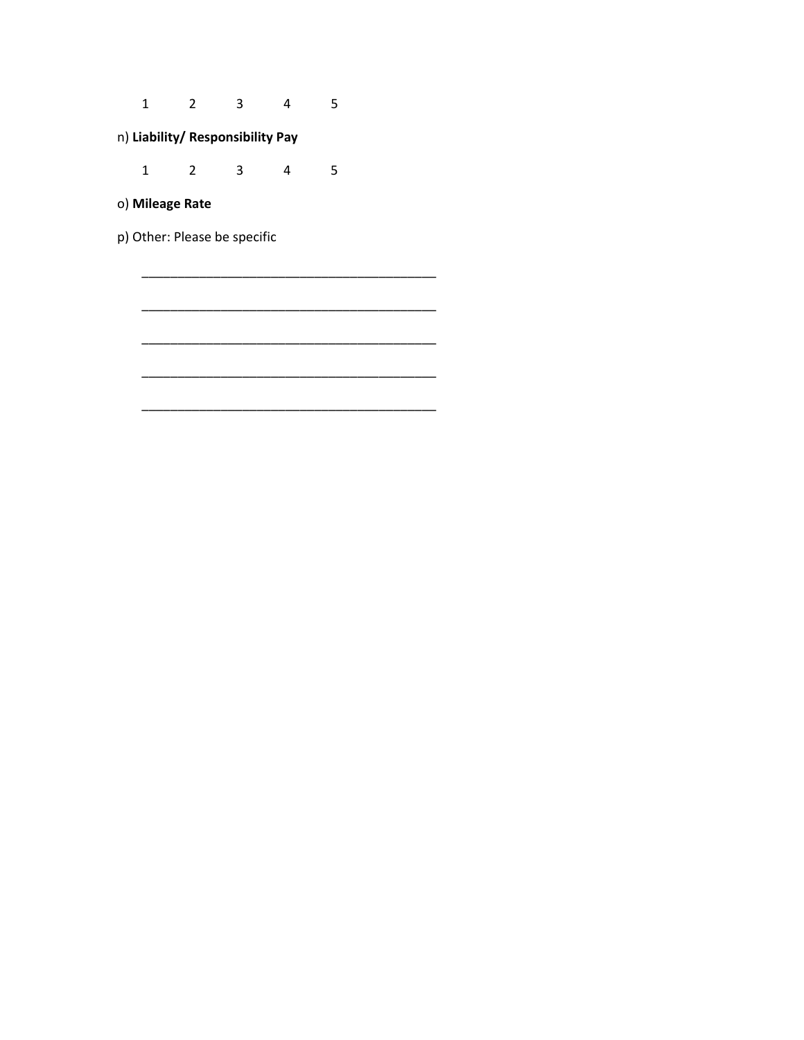1 2 3 4 5

n) **Liability/ Responsibility Pay**

1 2 3 4 5

o) **Mileage Rate**

p) Other: Please be specific

_______________________________________

_______________________________________

_______________________________________

_______________________________________

_______________________________________